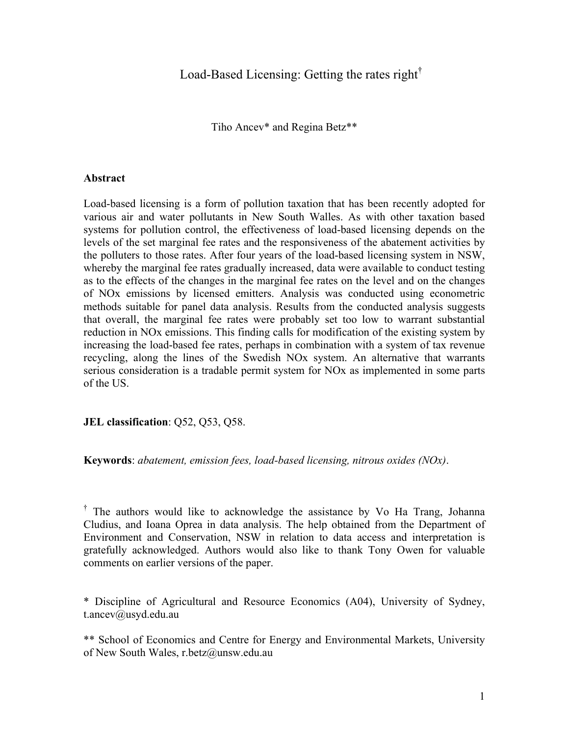# Load-Based Licensing: Getting the rates right[†]

Tiho Ancev* and Regina Betz**

## Abstract

Load-based licensing is a form of pollution taxation that has been recently adopted for various air and water pollutants in New South Walles. As with other taxation based systems for pollution control, the effectiveness of load-based licensing depends on the levels of the set marginal fee rates and the responsiveness of the abatement activities by the polluters to those rates. After four years of the load-based licensing system in NSW, whereby the marginal fee rates gradually increased, data were available to conduct testing as to the effects of the changes in the marginal fee rates on the level and on the changes of NOx emissions by licensed emitters. Analysis was conducted using econometric methods suitable for panel data analysis. Results from the conducted analysis suggests that overall, the marginal fee rates were probably set too low to warrant substantial reduction in NOx emissions. This finding calls for modification of the existing system by increasing the load-based fee rates, perhaps in combination with a system of tax revenue recycling, along the lines of the Swedish NOx system. An alternative that warrants serious consideration is a tradable permit system for NOx as implemented in some parts of the US.

**JEL classification**: Q52, Q53, Q58.

**Keywords**: *abatement, emission fees, load-based licensing, nitrous oxides (NOx)*.

[†] The authors would like to acknowledge the assistance by Vo Ha Trang, Johanna Cludius, and Ioana Oprea in data analysis. The help obtained from the Department of Environment and Conservation, NSW in relation to data access and interpretation is gratefully acknowledged. Authors would also like to thank Tony Owen for valuable comments on earlier versions of the paper.

\* Discipline of Agricultural and Resource Economics (A04), University of Sydney, t.ancev@usyd.edu.au

\*\* School of Economics and Centre for Energy and Environmental Markets, University of New South Wales, r.betz@unsw.edu.au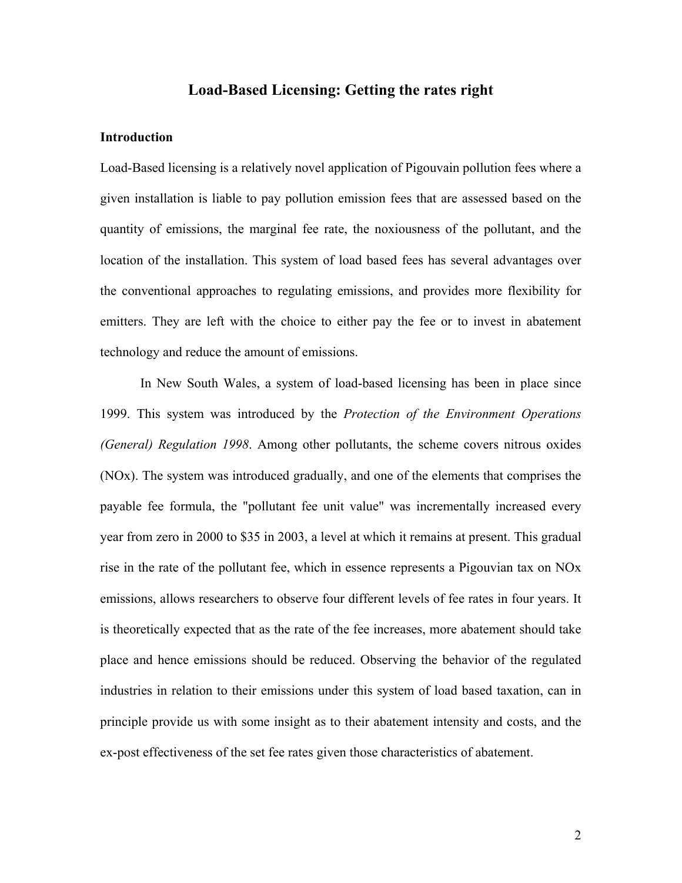# Load-Based Licensing: Getting the rates right

## Introduction

Load-Based licensing is a relatively novel application of Pigouvain pollution fees where a given installation is liable to pay pollution emission fees that are assessed based on the quantity of emissions, the marginal fee rate, the noxiousness of the pollutant, and the location of the installation. This system of load based fees has several advantages over the conventional approaches to regulating emissions, and provides more flexibility for emitters. They are left with the choice to either pay the fee or to invest in abatement technology and reduce the amount of emissions.

In New South Wales, a system of load-based licensing has been in place since 1999. This system was introduced by the *Protection of the Environment Operations (General) Regulation 1998*. Among other pollutants, the scheme covers nitrous oxides (NOx). The system was introduced gradually, and one of the elements that comprises the payable fee formula, the "pollutant fee unit value" was incrementally increased every year from zero in 2000 to $35 in 2003, a level at which it remains at present. This gradual rise in the rate of the pollutant fee, which in essence represents a Pigouvian tax on NOx emissions, allows researchers to observe four different levels of fee rates in four years. It is theoretically expected that as the rate of the fee increases, more abatement should take place and hence emissions should be reduced. Observing the behavior of the regulated industries in relation to their emissions under this system of load based taxation, can in principle provide us with some insight as to their abatement intensity and costs, and the ex-post effectiveness of the set fee rates given those characteristics of abatement.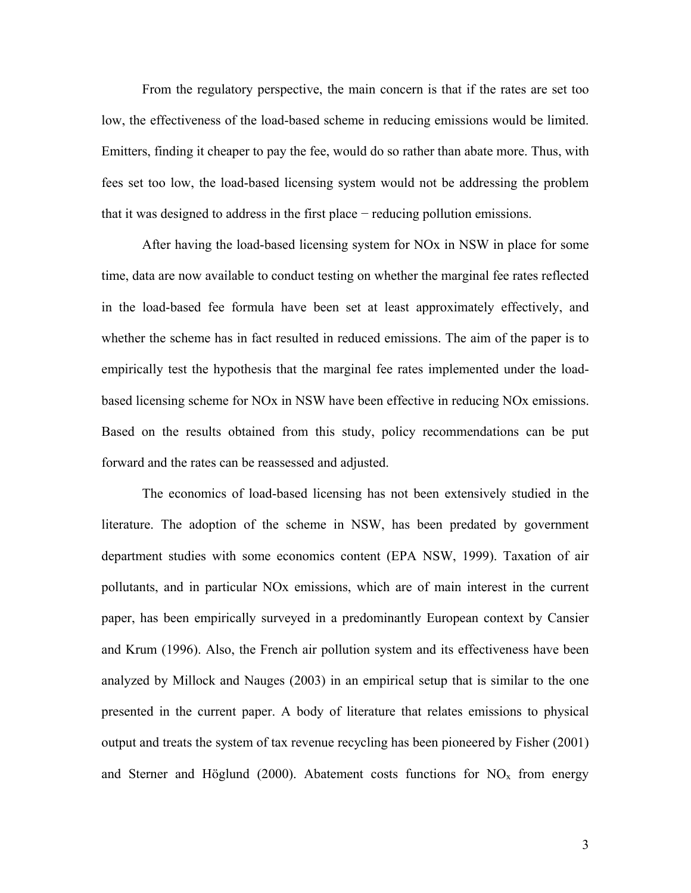From the regulatory perspective, the main concern is that if the rates are set too low, the effectiveness of the load-based scheme in reducing emissions would be limited. Emitters, finding it cheaper to pay the fee, would do so rather than abate more. Thus, with fees set too low, the load-based licensing system would not be addressing the problem that it was designed to address in the first place − reducing pollution emissions.

After having the load-based licensing system for NOx in NSW in place for some time, data are now available to conduct testing on whether the marginal fee rates reflected in the load-based fee formula have been set at least approximately effectively, and whether the scheme has in fact resulted in reduced emissions. The aim of the paper is to empirically test the hypothesis that the marginal fee rates implemented under the load-based licensing scheme for NOx in NSW have been effective in reducing NOx emissions. Based on the results obtained from this study, policy recommendations can be put forward and the rates can be reassessed and adjusted.

The economics of load-based licensing has not been extensively studied in the literature. The adoption of the scheme in NSW, has been predated by government department studies with some economics content (EPA NSW, 1999). Taxation of air pollutants, and in particular NOx emissions, which are of main interest in the current paper, has been empirically surveyed in a predominantly European context by Cansier and Krum (1996). Also, the French air pollution system and its effectiveness have been analyzed by Millock and Nauges (2003) in an empirical setup that is similar to the one presented in the current paper. A body of literature that relates emissions to physical output and treats the system of tax revenue recycling has been pioneered by Fisher (2001) and Sterner and Höglund (2000). Abatement costs functions for $NO_x$ from energy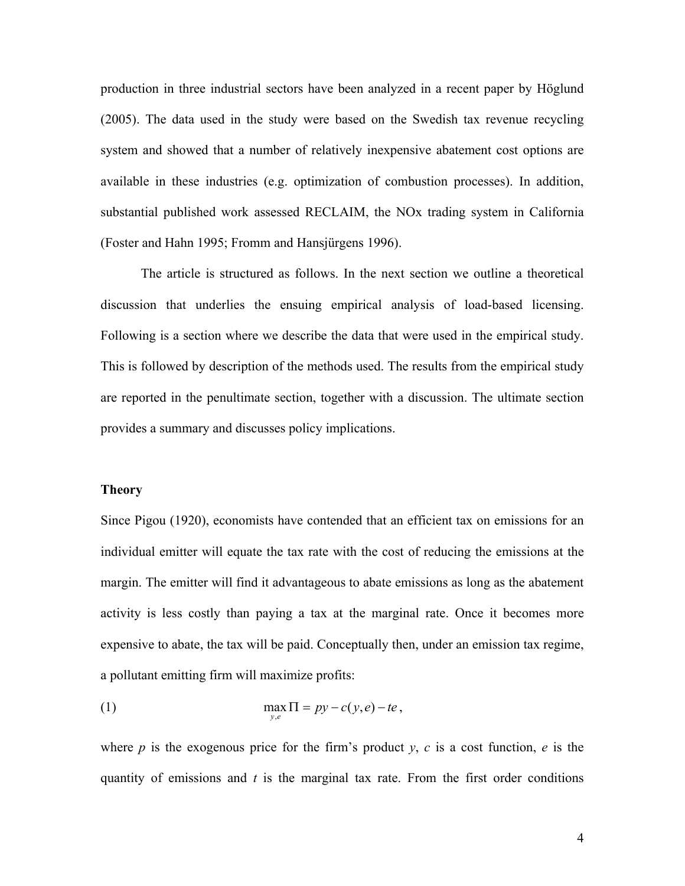production in three industrial sectors have been analyzed in a recent paper by Höglund (2005). The data used in the study were based on the Swedish tax revenue recycling system and showed that a number of relatively inexpensive abatement cost options are available in these industries (e.g. optimization of combustion processes). In addition, substantial published work assessed RECLAIM, the NOx trading system in California (Foster and Hahn 1995; Fromm and Hansjürgens 1996).

The article is structured as follows. In the next section we outline a theoretical discussion that underlies the ensuing empirical analysis of load-based licensing. Following is a section where we describe the data that were used in the empirical study. This is followed by description of the methods used. The results from the empirical study are reported in the penultimate section, together with a discussion. The ultimate section provides a summary and discusses policy implications.

**Theory**

Since Pigou (1920), economists have contended that an efficient tax on emissions for an individual emitter will equate the tax rate with the cost of reducing the emissions at the margin. The emitter will find it advantageous to abate emissions as long as the abatement activity is less costly than paying a tax at the marginal rate. Once it becomes more expensive to abate, the tax will be paid. Conceptually then, under an emission tax regime, a pollutant emitting firm will maximize profits:

$$\max_{y,e} \Pi = py - c(y,e) - te, \tag{1}$$

where $p$ is the exogenous price for the firm's product $y$, $c$ is a cost function, $e$ is the quantity of emissions and $t$ is the marginal tax rate. From the first order conditions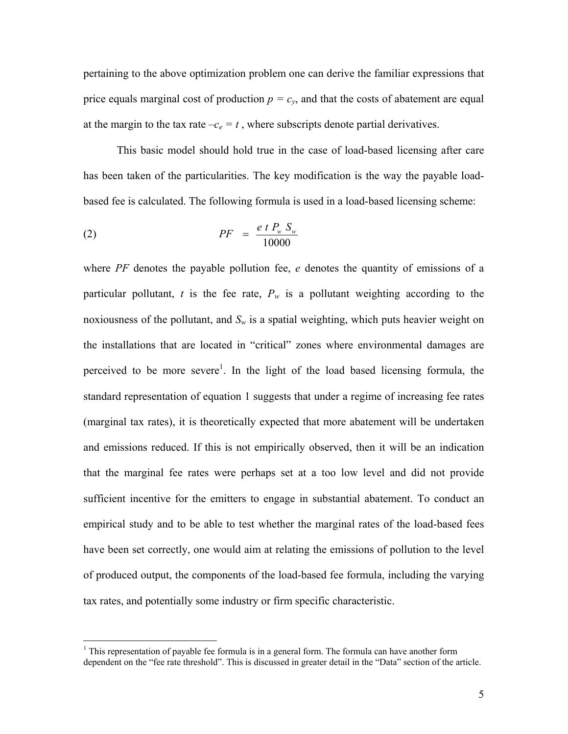pertaining to the above optimization problem one can derive the familiar expressions that price equals marginal cost of production $p = c_y$, and that the costs of abatement are equal at the margin to the tax rate $-c_e = t$ , where subscripts denote partial derivatives.

This basic model should hold true in the case of load-based licensing after care has been taken of the particularities. The key modification is the way the payable load-based fee is calculated. The following formula is used in a load-based licensing scheme:

$$PF = \frac{e\,t\,P_w\,S_w}{10000} \tag{2}$$

where $PF$ denotes the payable pollution fee, $e$ denotes the quantity of emissions of a particular pollutant, $t$ is the fee rate, $P_w$ is a pollutant weighting according to the noxiousness of the pollutant, and $S_w$ is a spatial weighting, which puts heavier weight on the installations that are located in "critical" zones where environmental damages are perceived to be more severe[1]. In the light of the load based licensing formula, the standard representation of equation 1 suggests that under a regime of increasing fee rates (marginal tax rates), it is theoretically expected that more abatement will be undertaken and emissions reduced. If this is not empirically observed, then it will be an indication that the marginal fee rates were perhaps set at a too low level and did not provide sufficient incentive for the emitters to engage in substantial abatement. To conduct an empirical study and to be able to test whether the marginal rates of the load-based fees have been set correctly, one would aim at relating the emissions of pollution to the level of produced output, the components of the load-based fee formula, including the varying tax rates, and potentially some industry or firm specific characteristic.

[1] This representation of payable fee formula is in a general form. The formula can have another form dependent on the "fee rate threshold". This is discussed in greater detail in the "Data" section of the article.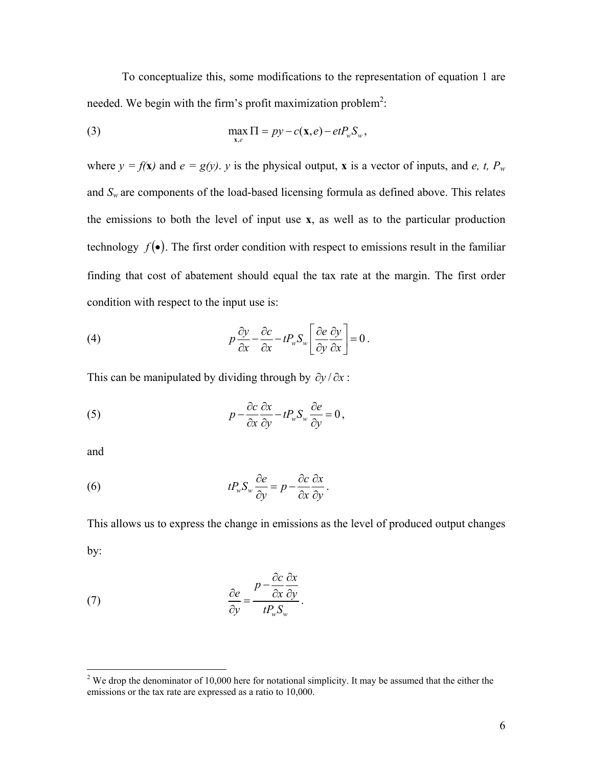To conceptualize this, some modifications to the representation of equation 1 are needed. We begin with the firm's profit maximization problem[2]:

$$\max_{\mathbf{x},e} \Pi = py - c(\mathbf{x}, e) - etP_w S_w, \tag{3}$$

where $y = f(\mathbf{x})$ and $e = g(y)$. $y$ is the physical output, $\mathbf{x}$ is a vector of inputs, and $e$, $t$, $P_w$ and $S_w$ are components of the load-based licensing formula as defined above. This relates the emissions to both the level of input use $\mathbf{x}$, as well as to the particular production technology $f(\bullet)$. The first order condition with respect to emissions result in the familiar finding that cost of abatement should equal the tax rate at the margin. The first order condition with respect to the input use is:

$$p\frac{\partial y}{\partial x} - \frac{\partial c}{\partial x} - tP_w S_w \left[\frac{\partial e}{\partial y}\frac{\partial y}{\partial x}\right] = 0. \tag{4}$$

This can be manipulated by dividing through by $\partial y / \partial x$ :

$$p - \frac{\partial c}{\partial x}\frac{\partial x}{\partial y} - tP_w S_w \frac{\partial e}{\partial y} = 0, \tag{5}$$

and

$$tP_w S_w \frac{\partial e}{\partial y} = p - \frac{\partial c}{\partial x}\frac{\partial x}{\partial y}. \tag{6}$$

This allows us to express the change in emissions as the level of produced output changes by:

$$\frac{\partial e}{\partial y} = \frac{p - \dfrac{\partial c}{\partial x}\dfrac{\partial x}{\partial y}}{tP_w S_w}. \tag{7}$$

---

[2] We drop the denominator of 10,000 here for notational simplicity. It may be assumed that the either the emissions or the tax rate are expressed as a ratio to 10,000.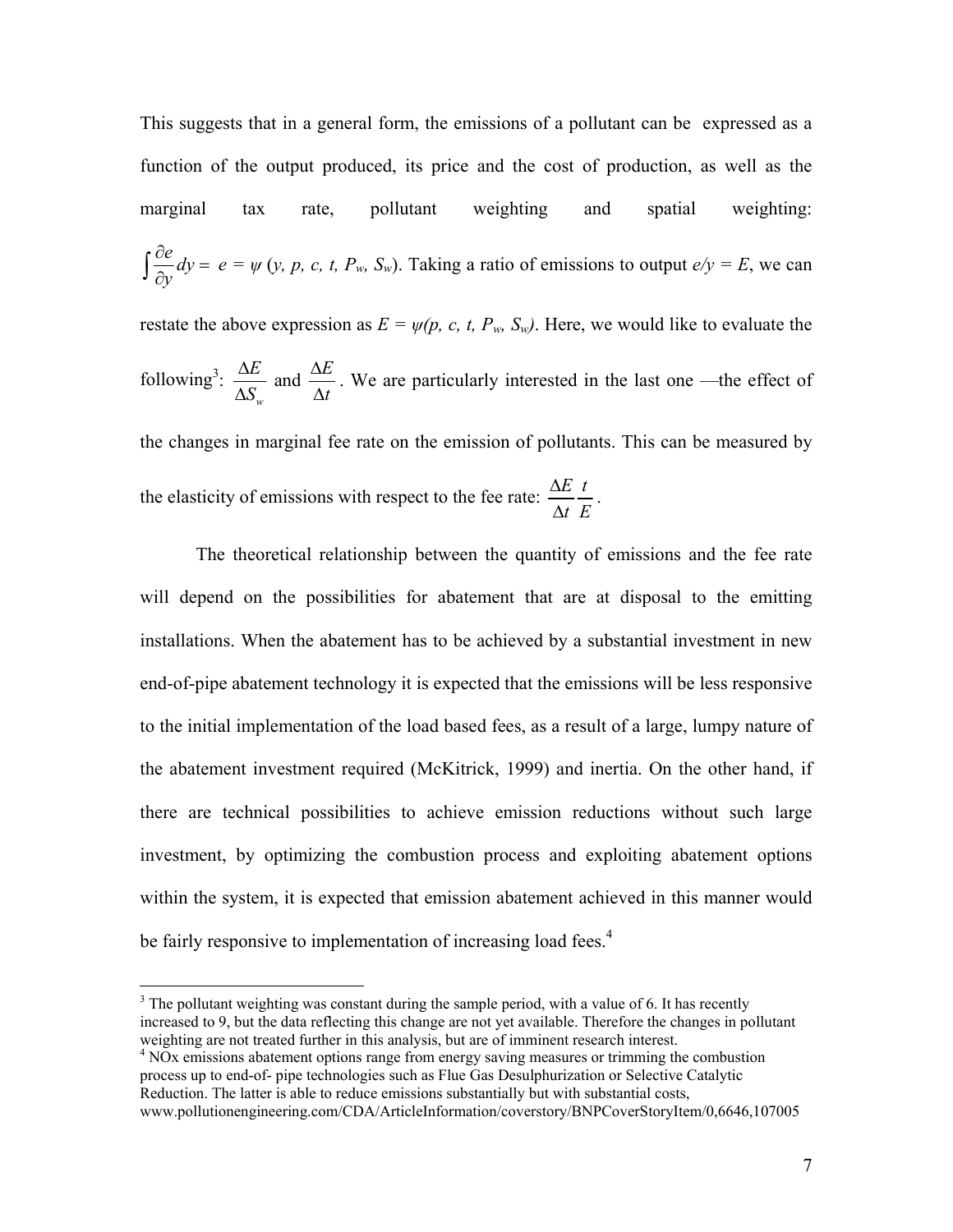This suggests that in a general form, the emissions of a pollutant can be expressed as a function of the output produced, its price and the cost of production, as well as the marginal tax rate, pollutant weighting and spatial weighting: $\int \frac{\partial e}{\partial y} dy = e = \psi\ (y,\ p,\ c,\ t,\ P_w,\ S_w)$. Taking a ratio of emissions to output $e/y = E$, we can restate the above expression as $E = \psi(p, c, t, P_w, S_w)$. Here, we would like to evaluate the following[3]: $\frac{\Delta E}{\Delta S_w}$ and $\frac{\Delta E}{\Delta t}$. We are particularly interested in the last one —the effect of the changes in marginal fee rate on the emission of pollutants. This can be measured by the elasticity of emissions with respect to the fee rate: $\frac{\Delta E}{\Delta t}\frac{t}{E}$.

The theoretical relationship between the quantity of emissions and the fee rate will depend on the possibilities for abatement that are at disposal to the emitting installations. When the abatement has to be achieved by a substantial investment in new end-of-pipe abatement technology it is expected that the emissions will be less responsive to the initial implementation of the load based fees, as a result of a large, lumpy nature of the abatement investment required (McKitrick, 1999) and inertia. On the other hand, if there are technical possibilities to achieve emission reductions without such large investment, by optimizing the combustion process and exploiting abatement options within the system, it is expected that emission abatement achieved in this manner would be fairly responsive to implementation of increasing load fees.[4]

---

[3] The pollutant weighting was constant during the sample period, with a value of 6. It has recently increased to 9, but the data reflecting this change are not yet available. Therefore the changes in pollutant weighting are not treated further in this analysis, but are of imminent research interest.

[4] NOx emissions abatement options range from energy saving measures or trimming the combustion process up to end-of- pipe technologies such as Flue Gas Desulphurization or Selective Catalytic Reduction. The latter is able to reduce emissions substantially but with substantial costs, www.pollutionengineering.com/CDA/ArticleInformation/coverstory/BNPCoverStoryItem/0,6646,107005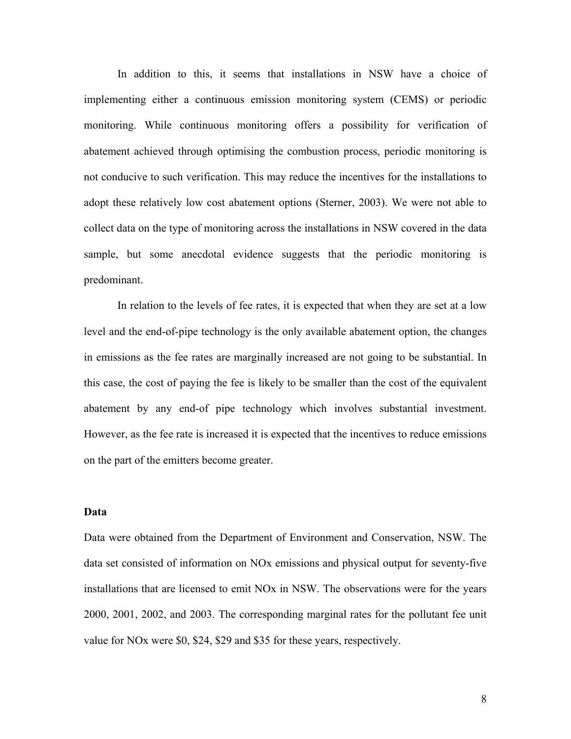In addition to this, it seems that installations in NSW have a choice of implementing either a continuous emission monitoring system (CEMS) or periodic monitoring. While continuous monitoring offers a possibility for verification of abatement achieved through optimising the combustion process, periodic monitoring is not conducive to such verification. This may reduce the incentives for the installations to adopt these relatively low cost abatement options (Sterner, 2003). We were not able to collect data on the type of monitoring across the installations in NSW covered in the data sample, but some anecdotal evidence suggests that the periodic monitoring is predominant.

In relation to the levels of fee rates, it is expected that when they are set at a low level and the end-of-pipe technology is the only available abatement option, the changes in emissions as the fee rates are marginally increased are not going to be substantial. In this case, the cost of paying the fee is likely to be smaller than the cost of the equivalent abatement by any end-of pipe technology which involves substantial investment. However, as the fee rate is increased it is expected that the incentives to reduce emissions on the part of the emitters become greater.

**Data**

Data were obtained from the Department of Environment and Conservation, NSW. The data set consisted of information on NOx emissions and physical output for seventy-five installations that are licensed to emit NOx in NSW. The observations were for the years 2000, 2001, 2002, and 2003. The corresponding marginal rates for the pollutant fee unit value for NOx were $0, $24, $29 and $35 for these years, respectively.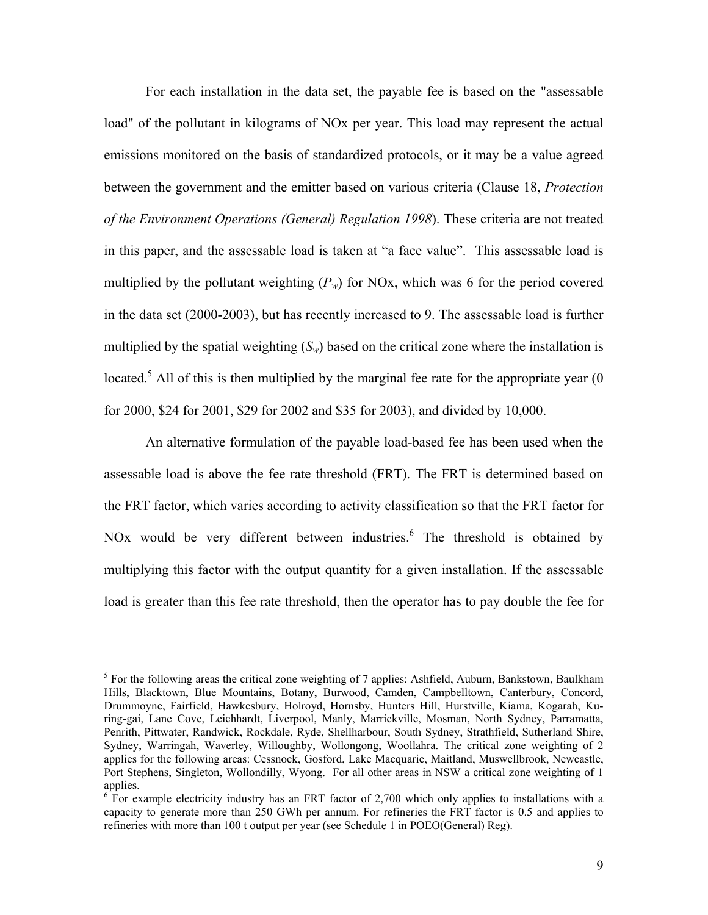For each installation in the data set, the payable fee is based on the "assessable load" of the pollutant in kilograms of NOx per year. This load may represent the actual emissions monitored on the basis of standardized protocols, or it may be a value agreed between the government and the emitter based on various criteria (Clause 18, *Protection of the Environment Operations (General) Regulation 1998*). These criteria are not treated in this paper, and the assessable load is taken at “a face value”. This assessable load is multiplied by the pollutant weighting ($P_w$) for NOx, which was 6 for the period covered in the data set (2000-2003), but has recently increased to 9. The assessable load is further multiplied by the spatial weighting ($S_w$) based on the critical zone where the installation is located.[5] All of this is then multiplied by the marginal fee rate for the appropriate year (0 for 2000, $24 for 2001, $29 for 2002 and $35 for 2003), and divided by 10,000.

An alternative formulation of the payable load-based fee has been used when the assessable load is above the fee rate threshold (FRT). The FRT is determined based on the FRT factor, which varies according to activity classification so that the FRT factor for NOx would be very different between industries.[6] The threshold is obtained by multiplying this factor with the output quantity for a given installation. If the assessable load is greater than this fee rate threshold, then the operator has to pay double the fee for

---

[5] For the following areas the critical zone weighting of 7 applies: Ashfield, Auburn, Bankstown, Baulkham Hills, Blacktown, Blue Mountains, Botany, Burwood, Camden, Campbelltown, Canterbury, Concord, Drummoyne, Fairfield, Hawkesbury, Holroyd, Hornsby, Hunters Hill, Hurstville, Kiama, Kogarah, Ku-ring-gai, Lane Cove, Leichhardt, Liverpool, Manly, Marrickville, Mosman, North Sydney, Parramatta, Penrith, Pittwater, Randwick, Rockdale, Ryde, Shellharbour, South Sydney, Strathfield, Sutherland Shire, Sydney, Warringah, Waverley, Willoughby, Wollongong, Woollahra. The critical zone weighting of 2 applies for the following areas: Cessnock, Gosford, Lake Macquarie, Maitland, Muswellbrook, Newcastle, Port Stephens, Singleton, Wollondilly, Wyong. For all other areas in NSW a critical zone weighting of 1 applies.

[6] For example electricity industry has an FRT factor of 2,700 which only applies to installations with a capacity to generate more than 250 GWh per annum. For refineries the FRT factor is 0.5 and applies to refineries with more than 100 t output per year (see Schedule 1 in POEO(General) Reg).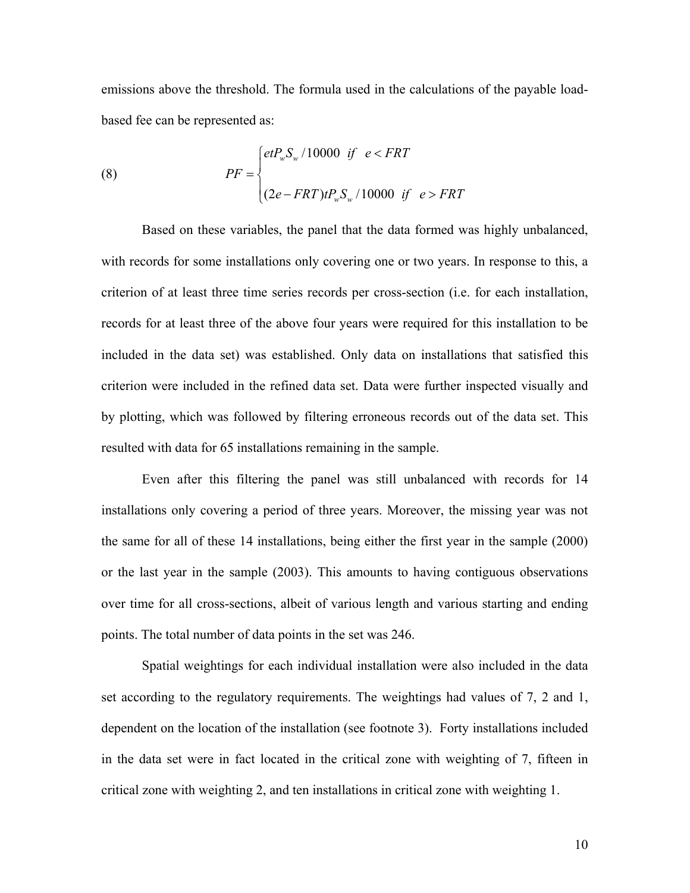emissions above the threshold. The formula used in the calculations of the payable load-based fee can be represented as:

$$
(8) \qquad PF = \begin{cases} etP_w S_w / 10000 \;\; if \;\; e < FRT \\ \\ (2e - FRT)tP_w S_w / 10000 \;\; if \;\; e > FRT \end{cases}
$$

Based on these variables, the panel that the data formed was highly unbalanced, with records for some installations only covering one or two years. In response to this, a criterion of at least three time series records per cross-section (i.e. for each installation, records for at least three of the above four years were required for this installation to be included in the data set) was established. Only data on installations that satisfied this criterion were included in the refined data set. Data were further inspected visually and by plotting, which was followed by filtering erroneous records out of the data set. This resulted with data for 65 installations remaining in the sample.

Even after this filtering the panel was still unbalanced with records for 14 installations only covering a period of three years. Moreover, the missing year was not the same for all of these 14 installations, being either the first year in the sample (2000) or the last year in the sample (2003). This amounts to having contiguous observations over time for all cross-sections, albeit of various length and various starting and ending points. The total number of data points in the set was 246.

Spatial weightings for each individual installation were also included in the data set according to the regulatory requirements. The weightings had values of 7, 2 and 1, dependent on the location of the installation (see footnote 3). Forty installations included in the data set were in fact located in the critical zone with weighting of 7, fifteen in critical zone with weighting 2, and ten installations in critical zone with weighting 1.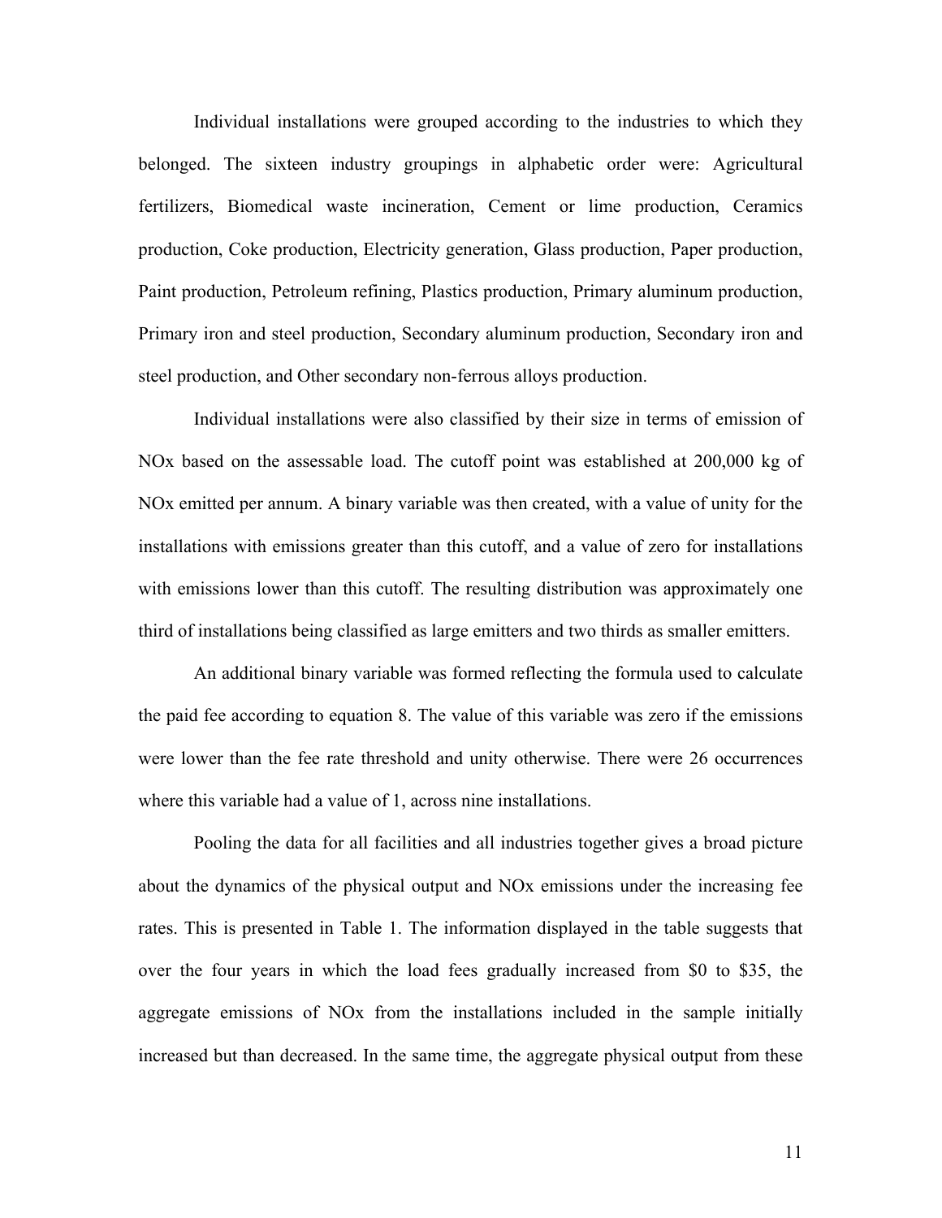Individual installations were grouped according to the industries to which they belonged. The sixteen industry groupings in alphabetic order were: Agricultural fertilizers, Biomedical waste incineration, Cement or lime production, Ceramics production, Coke production, Electricity generation, Glass production, Paper production, Paint production, Petroleum refining, Plastics production, Primary aluminum production, Primary iron and steel production, Secondary aluminum production, Secondary iron and steel production, and Other secondary non-ferrous alloys production.

Individual installations were also classified by their size in terms of emission of NOx based on the assessable load. The cutoff point was established at 200,000 kg of NOx emitted per annum. A binary variable was then created, with a value of unity for the installations with emissions greater than this cutoff, and a value of zero for installations with emissions lower than this cutoff. The resulting distribution was approximately one third of installations being classified as large emitters and two thirds as smaller emitters.

An additional binary variable was formed reflecting the formula used to calculate the paid fee according to equation 8. The value of this variable was zero if the emissions were lower than the fee rate threshold and unity otherwise. There were 26 occurrences where this variable had a value of 1, across nine installations.

Pooling the data for all facilities and all industries together gives a broad picture about the dynamics of the physical output and NOx emissions under the increasing fee rates. This is presented in Table 1. The information displayed in the table suggests that over the four years in which the load fees gradually increased from \$0 to \$35, the aggregate emissions of NOx from the installations included in the sample initially increased but than decreased. In the same time, the aggregate physical output from these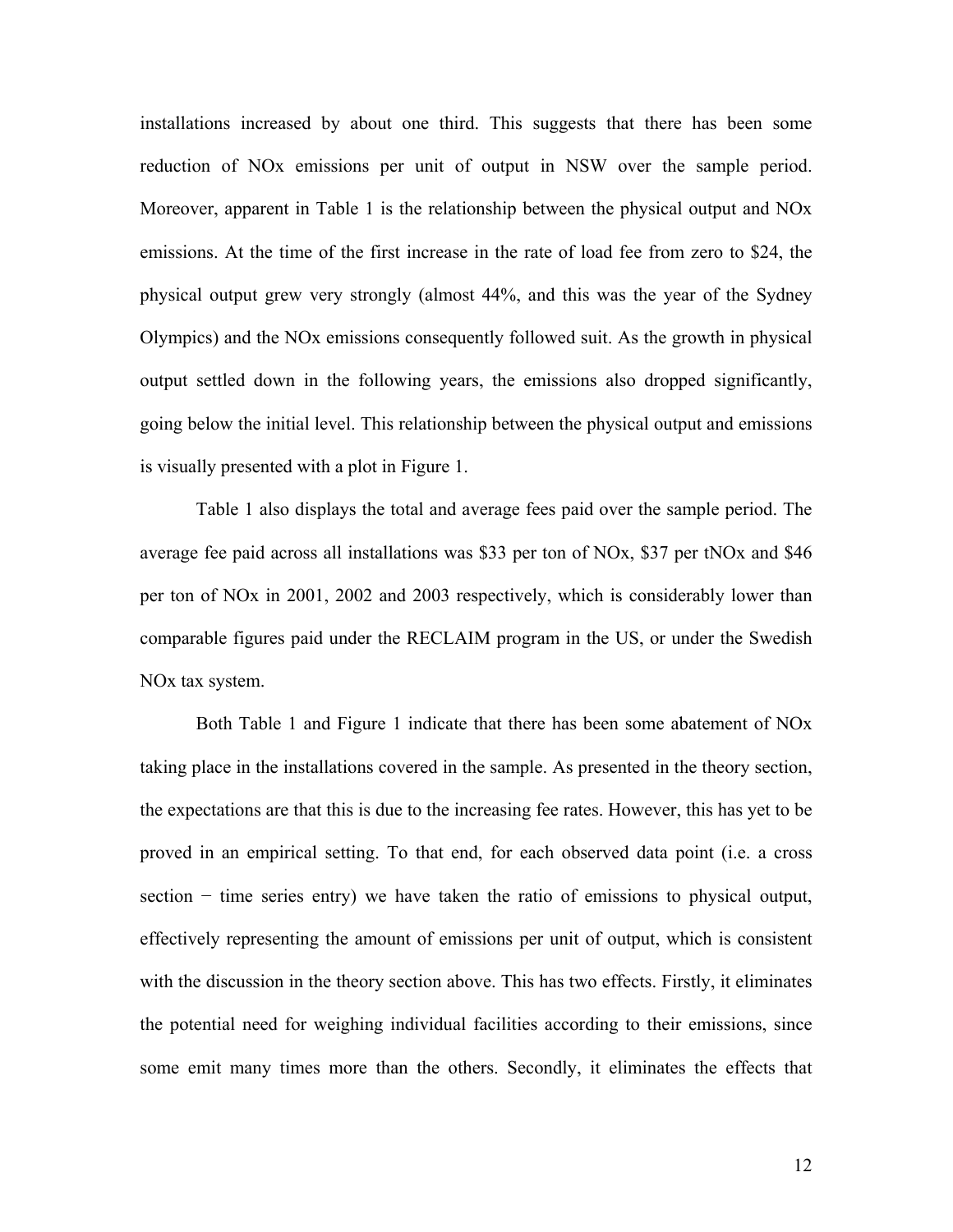installations increased by about one third. This suggests that there has been some reduction of NOx emissions per unit of output in NSW over the sample period. Moreover, apparent in Table 1 is the relationship between the physical output and NOx emissions. At the time of the first increase in the rate of load fee from zero to $24, the physical output grew very strongly (almost 44%, and this was the year of the Sydney Olympics) and the NOx emissions consequently followed suit. As the growth in physical output settled down in the following years, the emissions also dropped significantly, going below the initial level. This relationship between the physical output and emissions is visually presented with a plot in Figure 1.

Table 1 also displays the total and average fees paid over the sample period. The average fee paid across all installations was $33 per ton of NOx, $37 per tNOx and $46 per ton of NOx in 2001, 2002 and 2003 respectively, which is considerably lower than comparable figures paid under the RECLAIM program in the US, or under the Swedish NOx tax system.

Both Table 1 and Figure 1 indicate that there has been some abatement of NOx taking place in the installations covered in the sample. As presented in the theory section, the expectations are that this is due to the increasing fee rates. However, this has yet to be proved in an empirical setting. To that end, for each observed data point (i.e. a cross section − time series entry) we have taken the ratio of emissions to physical output, effectively representing the amount of emissions per unit of output, which is consistent with the discussion in the theory section above. This has two effects. Firstly, it eliminates the potential need for weighing individual facilities according to their emissions, since some emit many times more than the others. Secondly, it eliminates the effects that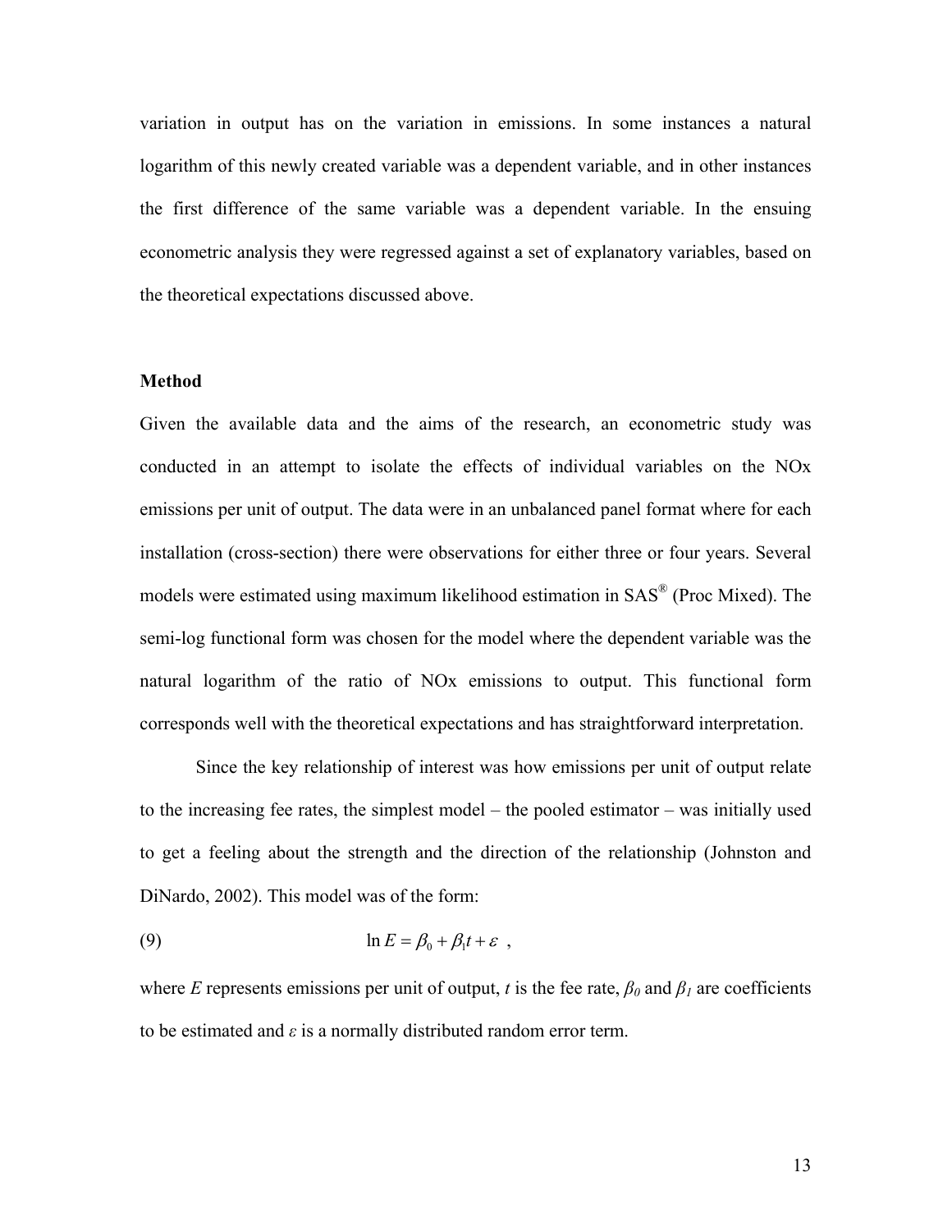variation in output has on the variation in emissions. In some instances a natural logarithm of this newly created variable was a dependent variable, and in other instances the first difference of the same variable was a dependent variable. In the ensuing econometric analysis they were regressed against a set of explanatory variables, based on the theoretical expectations discussed above.

**Method**

Given the available data and the aims of the research, an econometric study was conducted in an attempt to isolate the effects of individual variables on the NOx emissions per unit of output. The data were in an unbalanced panel format where for each installation (cross-section) there were observations for either three or four years. Several models were estimated using maximum likelihood estimation in SAS® (Proc Mixed). The semi-log functional form was chosen for the model where the dependent variable was the natural logarithm of the ratio of NOx emissions to output. This functional form corresponds well with the theoretical expectations and has straightforward interpretation.

Since the key relationship of interest was how emissions per unit of output relate to the increasing fee rates, the simplest model – the pooled estimator – was initially used to get a feeling about the strength and the direction of the relationship (Johnston and DiNardo, 2002). This model was of the form:

$$\ln E = \beta_0 + \beta_1 t + \varepsilon \quad , \tag{9}$$

where $E$ represents emissions per unit of output, $t$ is the fee rate, $\beta_0$ and $\beta_1$ are coefficients to be estimated and $\varepsilon$ is a normally distributed random error term.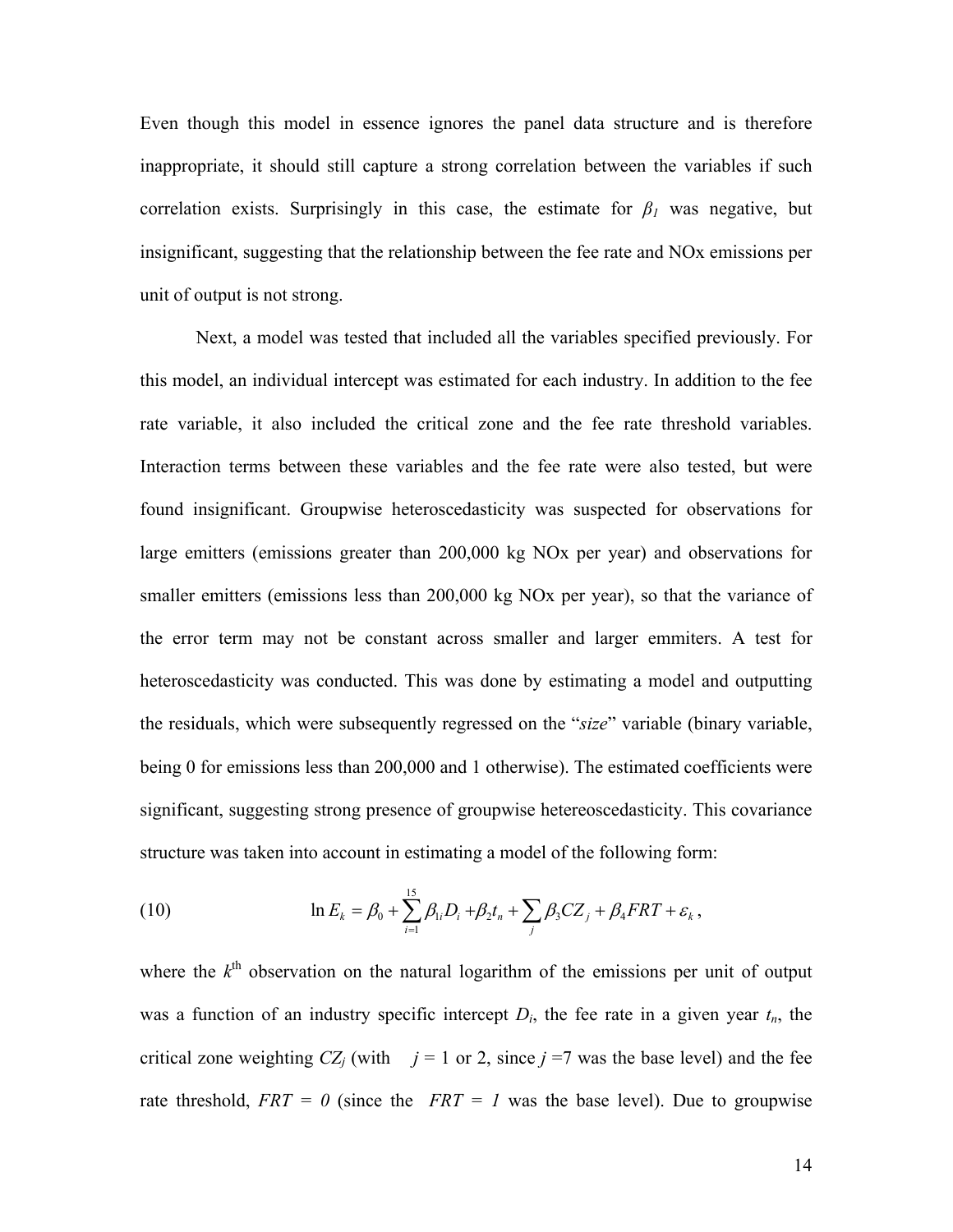Even though this model in essence ignores the panel data structure and is therefore inappropriate, it should still capture a strong correlation between the variables if such correlation exists. Surprisingly in this case, the estimate for $\beta_1$ was negative, but insignificant, suggesting that the relationship between the fee rate and NOx emissions per unit of output is not strong.

Next, a model was tested that included all the variables specified previously. For this model, an individual intercept was estimated for each industry. In addition to the fee rate variable, it also included the critical zone and the fee rate threshold variables. Interaction terms between these variables and the fee rate were also tested, but were found insignificant. Groupwise heteroscedasticity was suspected for observations for large emitters (emissions greater than 200,000 kg NOx per year) and observations for smaller emitters (emissions less than 200,000 kg NOx per year), so that the variance of the error term may not be constant across smaller and larger emmiters. A test for heteroscedasticity was conducted. This was done by estimating a model and outputting the residuals, which were subsequently regressed on the "*size*" variable (binary variable, being 0 for emissions less than 200,000 and 1 otherwise). The estimated coefficients were significant, suggesting strong presence of groupwise hetereoscedasticity. This covariance structure was taken into account in estimating a model of the following form:

$$\ln E_k = \beta_0 + \sum_{i=1}^{15} \beta_{1i} D_i + \beta_2 t_n + \sum_{j} \beta_3 CZ_j + \beta_4 FRT + \varepsilon_k \,, \tag{10}$$

where the $k^{\text{th}}$ observation on the natural logarithm of the emissions per unit of output was a function of an industry specific intercept $D_i$, the fee rate in a given year $t_n$, the critical zone weighting $CZ_j$ (with $j$ = 1 or 2, since $j$ =7 was the base level) and the fee rate threshold, $FRT = 0$ (since the $FRT = 1$ was the base level). Due to groupwise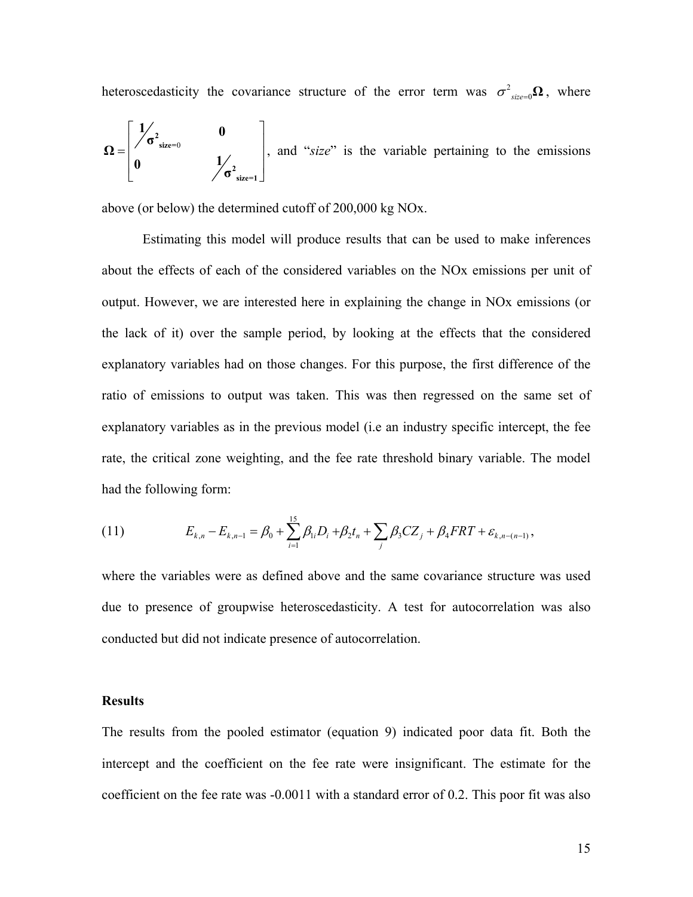heteroscedasticity the covariance structure of the error term was $\sigma^2_{size=0}\mathbf{\Omega}$, where $\mathbf{\Omega} = \begin{bmatrix} \mathbf{1}/\boldsymbol{\sigma}^2_{\mathbf{size}=0} & \mathbf{0} \\ \mathbf{0} & \mathbf{1}/\boldsymbol{\sigma}^2_{\mathbf{size=1}} \end{bmatrix}$, and "*size*" is the variable pertaining to the emissions above (or below) the determined cutoff of 200,000 kg NOx.

Estimating this model will produce results that can be used to make inferences about the effects of each of the considered variables on the NOx emissions per unit of output. However, we are interested here in explaining the change in NOx emissions (or the lack of it) over the sample period, by looking at the effects that the considered explanatory variables had on those changes. For this purpose, the first difference of the ratio of emissions to output was taken. This was then regressed on the same set of explanatory variables as in the previous model (i.e an industry specific intercept, the fee rate, the critical zone weighting, and the fee rate threshold binary variable. The model had the following form:

$$E_{k,n} - E_{k,n-1} = \beta_0 + \sum_{i=1}^{15} \beta_{1i} D_i + \beta_2 t_n + \sum_j \beta_3 CZ_j + \beta_4 FRT + \varepsilon_{k,n-(n-1)}, \tag{11}$$

where the variables were as defined above and the same covariance structure was used due to presence of groupwise heteroscedasticity. A test for autocorrelation was also conducted but did not indicate presence of autocorrelation.

### Results

The results from the pooled estimator (equation 9) indicated poor data fit. Both the intercept and the coefficient on the fee rate were insignificant. The estimate for the coefficient on the fee rate was -0.0011 with a standard error of 0.2. This poor fit was also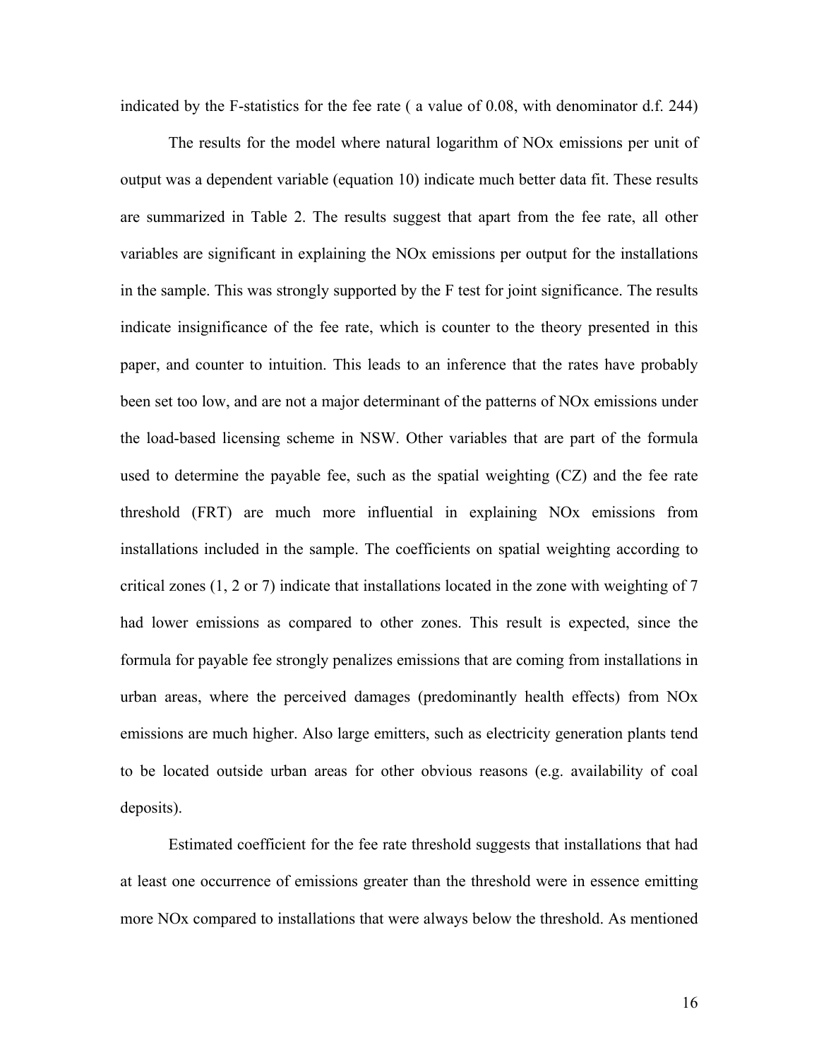indicated by the F-statistics for the fee rate ( a value of 0.08, with denominator d.f. 244)

The results for the model where natural logarithm of NOx emissions per unit of output was a dependent variable (equation 10) indicate much better data fit. These results are summarized in Table 2. The results suggest that apart from the fee rate, all other variables are significant in explaining the NOx emissions per output for the installations in the sample. This was strongly supported by the F test for joint significance. The results indicate insignificance of the fee rate, which is counter to the theory presented in this paper, and counter to intuition. This leads to an inference that the rates have probably been set too low, and are not a major determinant of the patterns of NOx emissions under the load-based licensing scheme in NSW. Other variables that are part of the formula used to determine the payable fee, such as the spatial weighting (CZ) and the fee rate threshold (FRT) are much more influential in explaining NOx emissions from installations included in the sample. The coefficients on spatial weighting according to critical zones (1, 2 or 7) indicate that installations located in the zone with weighting of 7 had lower emissions as compared to other zones. This result is expected, since the formula for payable fee strongly penalizes emissions that are coming from installations in urban areas, where the perceived damages (predominantly health effects) from NOx emissions are much higher. Also large emitters, such as electricity generation plants tend to be located outside urban areas for other obvious reasons (e.g. availability of coal deposits).

Estimated coefficient for the fee rate threshold suggests that installations that had at least one occurrence of emissions greater than the threshold were in essence emitting more NOx compared to installations that were always below the threshold. As mentioned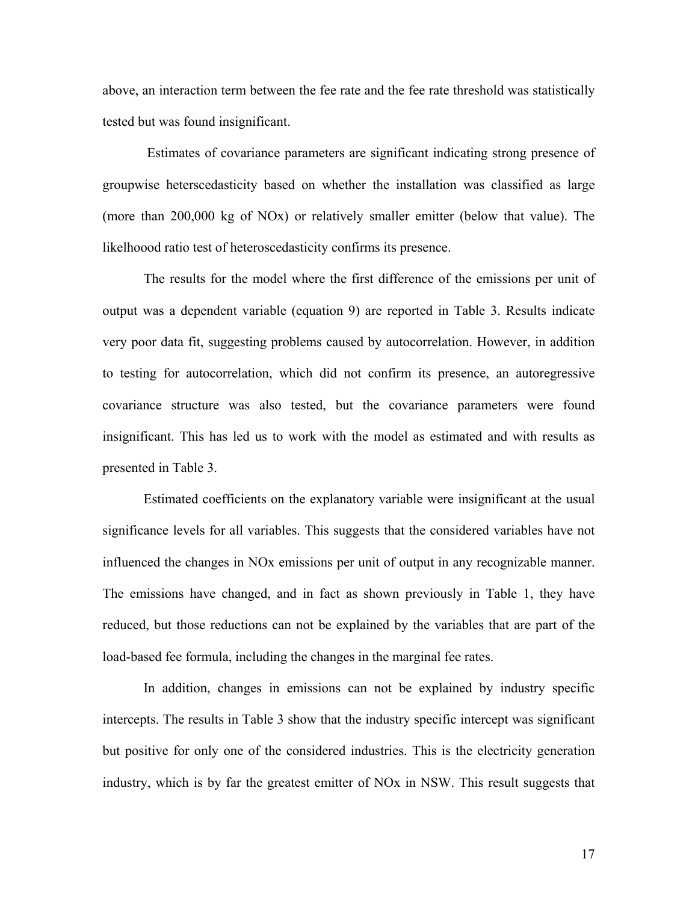above, an interaction term between the fee rate and the fee rate threshold was statistically tested but was found insignificant.

Estimates of covariance parameters are significant indicating strong presence of groupwise heterscedasticity based on whether the installation was classified as large (more than 200,000 kg of NOx) or relatively smaller emitter (below that value). The likelihoood ratio test of heteroscedasticity confirms its presence.

The results for the model where the first difference of the emissions per unit of output was a dependent variable (equation 9) are reported in Table 3. Results indicate very poor data fit, suggesting problems caused by autocorrelation. However, in addition to testing for autocorrelation, which did not confirm its presence, an autoregressive covariance structure was also tested, but the covariance parameters were found insignificant. This has led us to work with the model as estimated and with results as presented in Table 3.

Estimated coefficients on the explanatory variable were insignificant at the usual significance levels for all variables. This suggests that the considered variables have not influenced the changes in NOx emissions per unit of output in any recognizable manner. The emissions have changed, and in fact as shown previously in Table 1, they have reduced, but those reductions can not be explained by the variables that are part of the load-based fee formula, including the changes in the marginal fee rates.

In addition, changes in emissions can not be explained by industry specific intercepts. The results in Table 3 show that the industry specific intercept was significant but positive for only one of the considered industries. This is the electricity generation industry, which is by far the greatest emitter of NOx in NSW. This result suggests that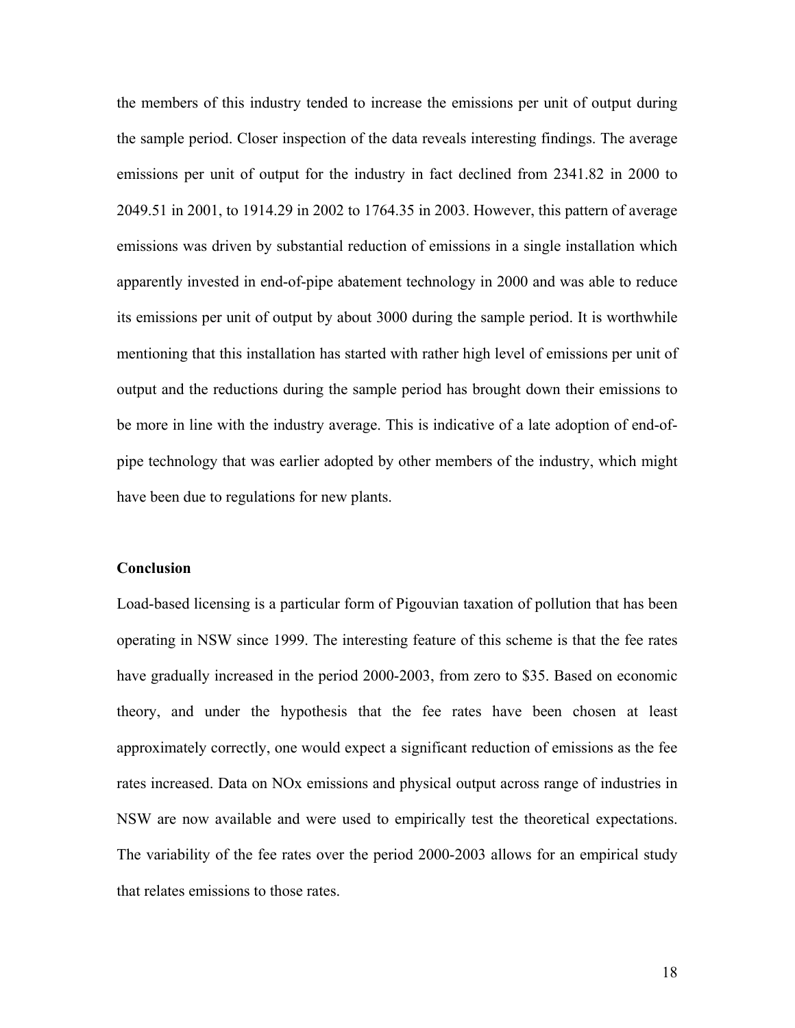the members of this industry tended to increase the emissions per unit of output during the sample period. Closer inspection of the data reveals interesting findings. The average emissions per unit of output for the industry in fact declined from 2341.82 in 2000 to 2049.51 in 2001, to 1914.29 in 2002 to 1764.35 in 2003. However, this pattern of average emissions was driven by substantial reduction of emissions in a single installation which apparently invested in end-of-pipe abatement technology in 2000 and was able to reduce its emissions per unit of output by about 3000 during the sample period. It is worthwhile mentioning that this installation has started with rather high level of emissions per unit of output and the reductions during the sample period has brought down their emissions to be more in line with the industry average. This is indicative of a late adoption of end-of-pipe technology that was earlier adopted by other members of the industry, which might have been due to regulations for new plants.

**Conclusion**

Load-based licensing is a particular form of Pigouvian taxation of pollution that has been operating in NSW since 1999. The interesting feature of this scheme is that the fee rates have gradually increased in the period 2000-2003, from zero to $35. Based on economic theory, and under the hypothesis that the fee rates have been chosen at least approximately correctly, one would expect a significant reduction of emissions as the fee rates increased. Data on NOx emissions and physical output across range of industries in NSW are now available and were used to empirically test the theoretical expectations. The variability of the fee rates over the period 2000-2003 allows for an empirical study that relates emissions to those rates.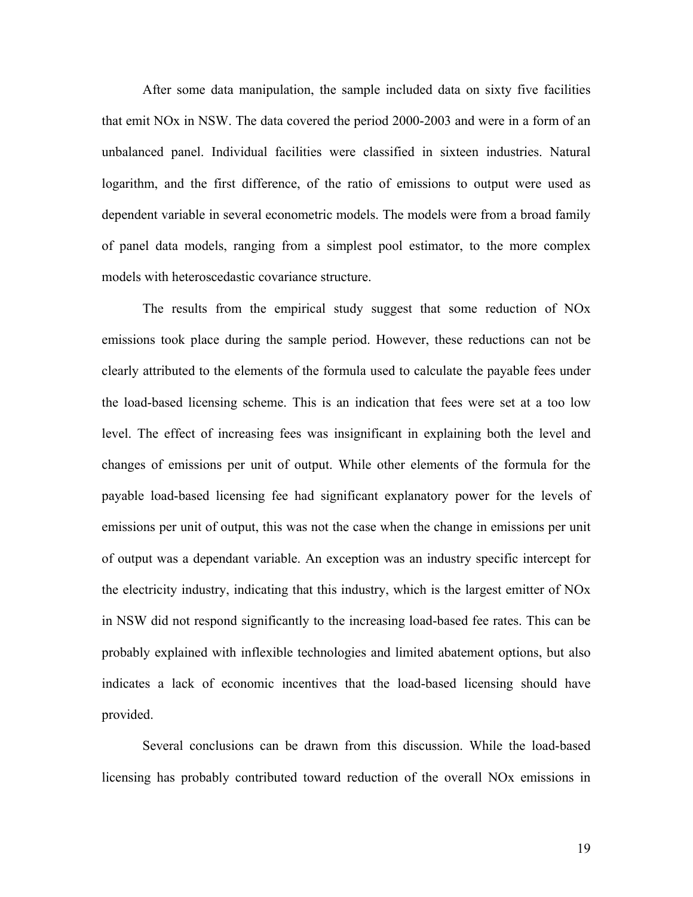After some data manipulation, the sample included data on sixty five facilities that emit NOx in NSW. The data covered the period 2000-2003 and were in a form of an unbalanced panel. Individual facilities were classified in sixteen industries. Natural logarithm, and the first difference, of the ratio of emissions to output were used as dependent variable in several econometric models. The models were from a broad family of panel data models, ranging from a simplest pool estimator, to the more complex models with heteroscedastic covariance structure.

The results from the empirical study suggest that some reduction of NOx emissions took place during the sample period. However, these reductions can not be clearly attributed to the elements of the formula used to calculate the payable fees under the load-based licensing scheme. This is an indication that fees were set at a too low level. The effect of increasing fees was insignificant in explaining both the level and changes of emissions per unit of output. While other elements of the formula for the payable load-based licensing fee had significant explanatory power for the levels of emissions per unit of output, this was not the case when the change in emissions per unit of output was a dependant variable. An exception was an industry specific intercept for the electricity industry, indicating that this industry, which is the largest emitter of NOx in NSW did not respond significantly to the increasing load-based fee rates. This can be probably explained with inflexible technologies and limited abatement options, but also indicates a lack of economic incentives that the load-based licensing should have provided.

Several conclusions can be drawn from this discussion. While the load-based licensing has probably contributed toward reduction of the overall NOx emissions in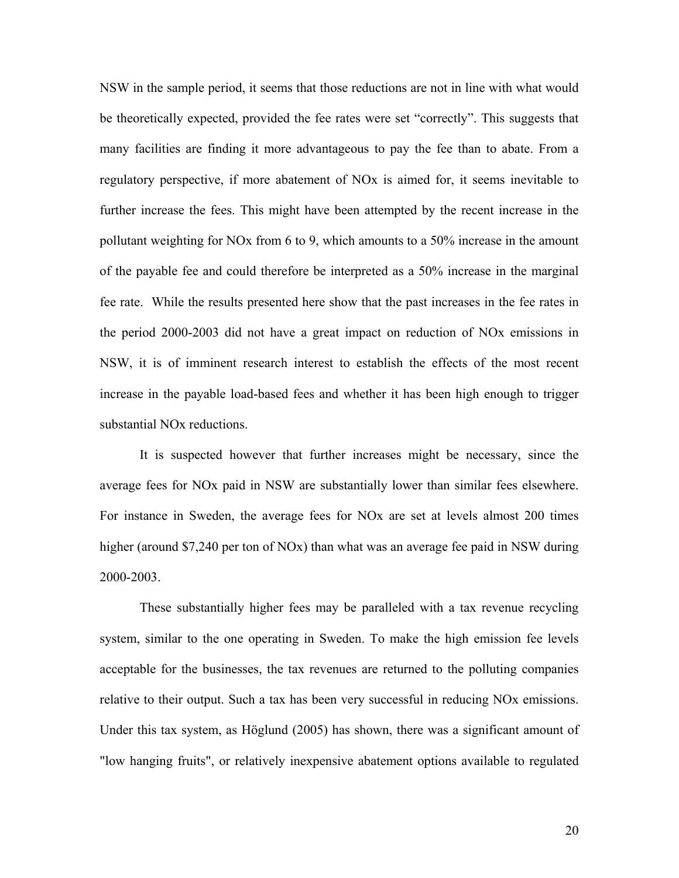NSW in the sample period, it seems that those reductions are not in line with what would be theoretically expected, provided the fee rates were set "correctly". This suggests that many facilities are finding it more advantageous to pay the fee than to abate. From a regulatory perspective, if more abatement of NOx is aimed for, it seems inevitable to further increase the fees. This might have been attempted by the recent increase in the pollutant weighting for NOx from 6 to 9, which amounts to a 50% increase in the amount of the payable fee and could therefore be interpreted as a 50% increase in the marginal fee rate. While the results presented here show that the past increases in the fee rates in the period 2000-2003 did not have a great impact on reduction of NOx emissions in NSW, it is of imminent research interest to establish the effects of the most recent increase in the payable load-based fees and whether it has been high enough to trigger substantial NOx reductions.

It is suspected however that further increases might be necessary, since the average fees for NOx paid in NSW are substantially lower than similar fees elsewhere. For instance in Sweden, the average fees for NOx are set at levels almost 200 times higher (around $7,240 per ton of NOx) than what was an average fee paid in NSW during 2000-2003.

These substantially higher fees may be paralleled with a tax revenue recycling system, similar to the one operating in Sweden. To make the high emission fee levels acceptable for the businesses, the tax revenues are returned to the polluting companies relative to their output. Such a tax has been very successful in reducing NOx emissions. Under this tax system, as Höglund (2005) has shown, there was a significant amount of "low hanging fruits", or relatively inexpensive abatement options available to regulated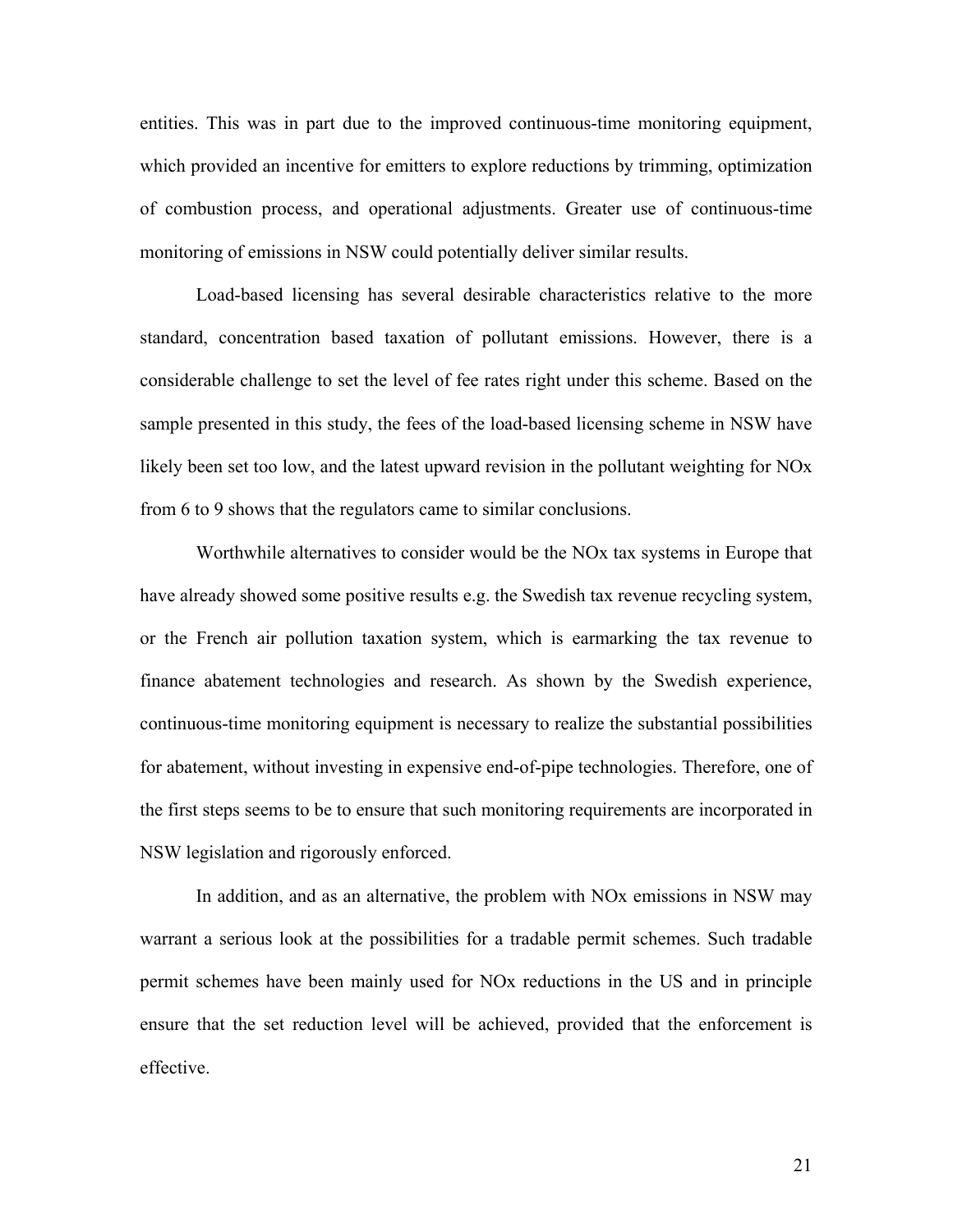entities. This was in part due to the improved continuous-time monitoring equipment, which provided an incentive for emitters to explore reductions by trimming, optimization of combustion process, and operational adjustments. Greater use of continuous-time monitoring of emissions in NSW could potentially deliver similar results.

Load-based licensing has several desirable characteristics relative to the more standard, concentration based taxation of pollutant emissions. However, there is a considerable challenge to set the level of fee rates right under this scheme. Based on the sample presented in this study, the fees of the load-based licensing scheme in NSW have likely been set too low, and the latest upward revision in the pollutant weighting for NOx from 6 to 9 shows that the regulators came to similar conclusions.

Worthwhile alternatives to consider would be the NOx tax systems in Europe that have already showed some positive results e.g. the Swedish tax revenue recycling system, or the French air pollution taxation system, which is earmarking the tax revenue to finance abatement technologies and research. As shown by the Swedish experience, continuous-time monitoring equipment is necessary to realize the substantial possibilities for abatement, without investing in expensive end-of-pipe technologies. Therefore, one of the first steps seems to be to ensure that such monitoring requirements are incorporated in NSW legislation and rigorously enforced.

In addition, and as an alternative, the problem with NOx emissions in NSW may warrant a serious look at the possibilities for a tradable permit schemes. Such tradable permit schemes have been mainly used for NOx reductions in the US and in principle ensure that the set reduction level will be achieved, provided that the enforcement is effective.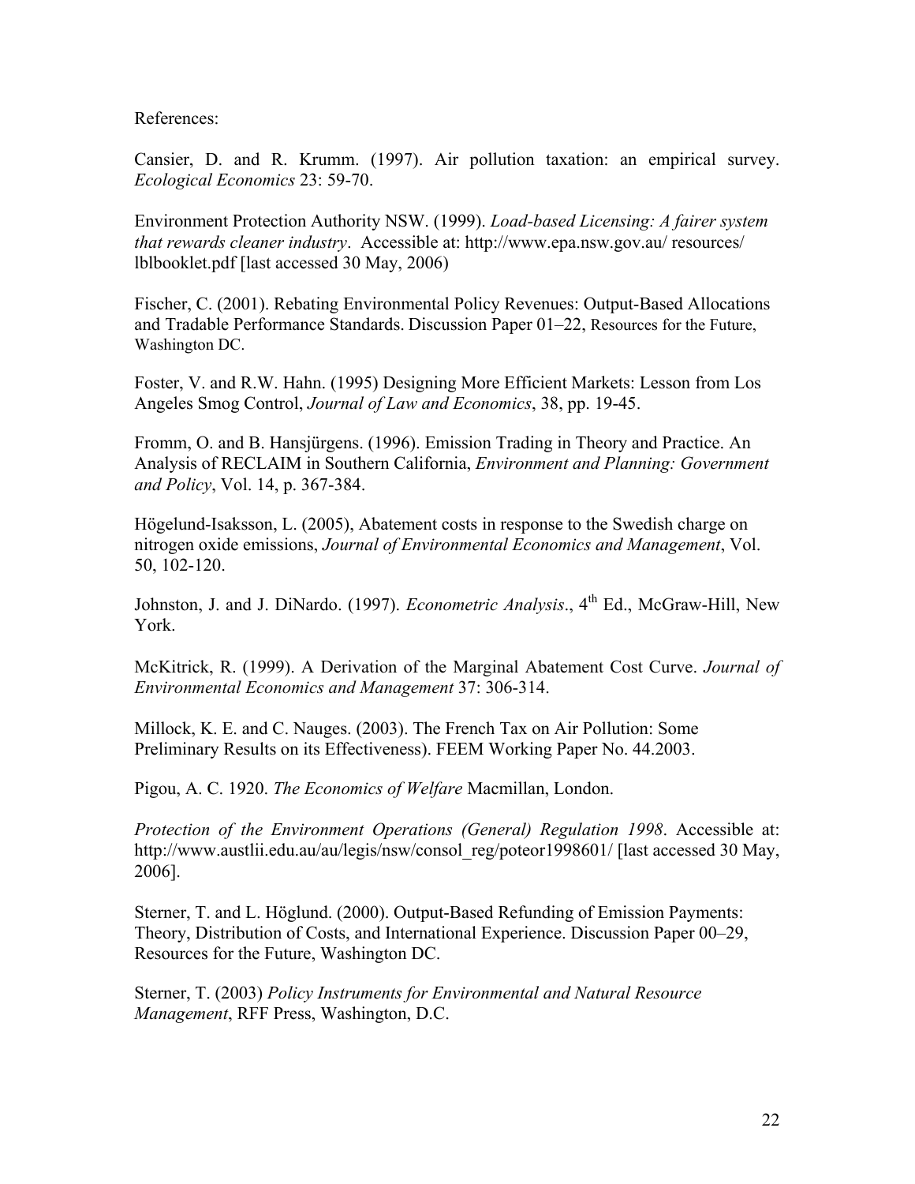References:

Cansier, D. and R. Krumm. (1997). Air pollution taxation: an empirical survey. *Ecological Economics* 23: 59-70.

Environment Protection Authority NSW. (1999). *Load-based Licensing: A fairer system that rewards cleaner industry*. Accessible at: http://www.epa.nsw.gov.au/ resources/ lblbooklet.pdf [last accessed 30 May, 2006)

Fischer, C. (2001). Rebating Environmental Policy Revenues: Output-Based Allocations and Tradable Performance Standards. Discussion Paper 01–22, Resources for the Future, Washington DC.

Foster, V. and R.W. Hahn. (1995) Designing More Efficient Markets: Lesson from Los Angeles Smog Control, *Journal of Law and Economics*, 38, pp. 19-45.

Fromm, O. and B. Hansjürgens. (1996). Emission Trading in Theory and Practice. An Analysis of RECLAIM in Southern California, *Environment and Planning: Government and Policy*, Vol. 14, p. 367-384.

Högelund-Isaksson, L. (2005), Abatement costs in response to the Swedish charge on nitrogen oxide emissions, *Journal of Environmental Economics and Management*, Vol. 50, 102-120.

Johnston, J. and J. DiNardo. (1997). *Econometric Analysis*., 4th Ed., McGraw-Hill, New York.

McKitrick, R. (1999). A Derivation of the Marginal Abatement Cost Curve. *Journal of Environmental Economics and Management* 37: 306-314.

Millock, K. E. and C. Nauges. (2003). The French Tax on Air Pollution: Some Preliminary Results on its Effectiveness). FEEM Working Paper No. 44.2003.

Pigou, A. C. 1920. *The Economics of Welfare* Macmillan, London.

*Protection of the Environment Operations (General) Regulation 1998*. Accessible at: http://www.austlii.edu.au/au/legis/nsw/consol_reg/poteor1998601/ [last accessed 30 May, 2006].

Sterner, T. and L. Höglund. (2000). Output-Based Refunding of Emission Payments: Theory, Distribution of Costs, and International Experience. Discussion Paper 00–29, Resources for the Future, Washington DC.

Sterner, T. (2003) *Policy Instruments for Environmental and Natural Resource Management*, RFF Press, Washington, D.C.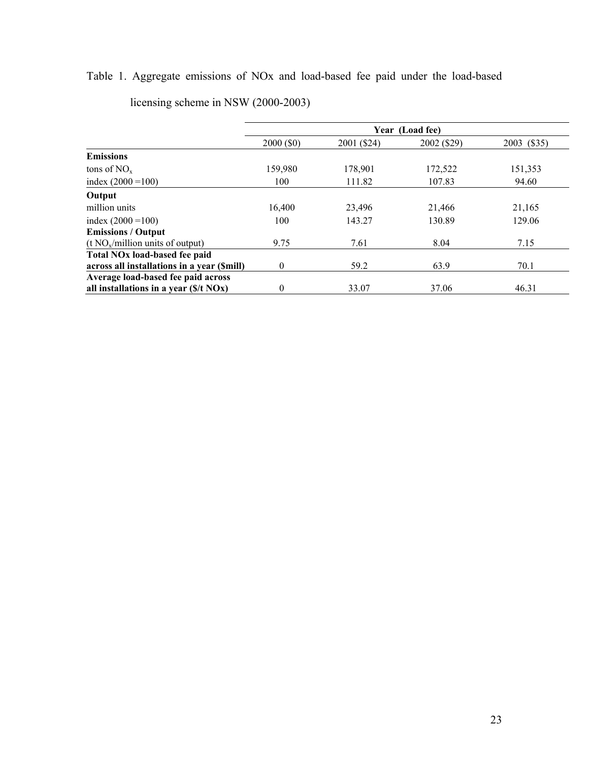Table 1. Aggregate emissions of NOx and load-based fee paid under the load-based licensing scheme in NSW (2000-2003)

| | Year (Load fee) | | | |
|---|---|---|---|---|
| | 2000 ($0) | 2001 ($24) | 2002 ($29) | 2003 ($35) |
| **Emissions** | | | | |
| tons of $NO_x$ | 159,980 | 178,901 | 172,522 | 151,353 |
| index (2000 =100) | 100 | 111.82 | 107.83 | 94.60 |
| **Output** | | | | |
| million units | 16,400 | 23,496 | 21,466 | 21,165 |
| index (2000 =100) | 100 | 143.27 | 130.89 | 129.06 |
| **Emissions / Output** (t $NO_x$/million units of output) | 9.75 | 7.61 | 8.04 | 7.15 |
| **Total NOx load-based fee paid across all installations in a year ($mill)** | 0 | 59.2 | 63.9 | 70.1 |
| **Average load-based fee paid across all installations in a year ($/t NOx)** | 0 | 33.07 | 37.06 | 46.31 |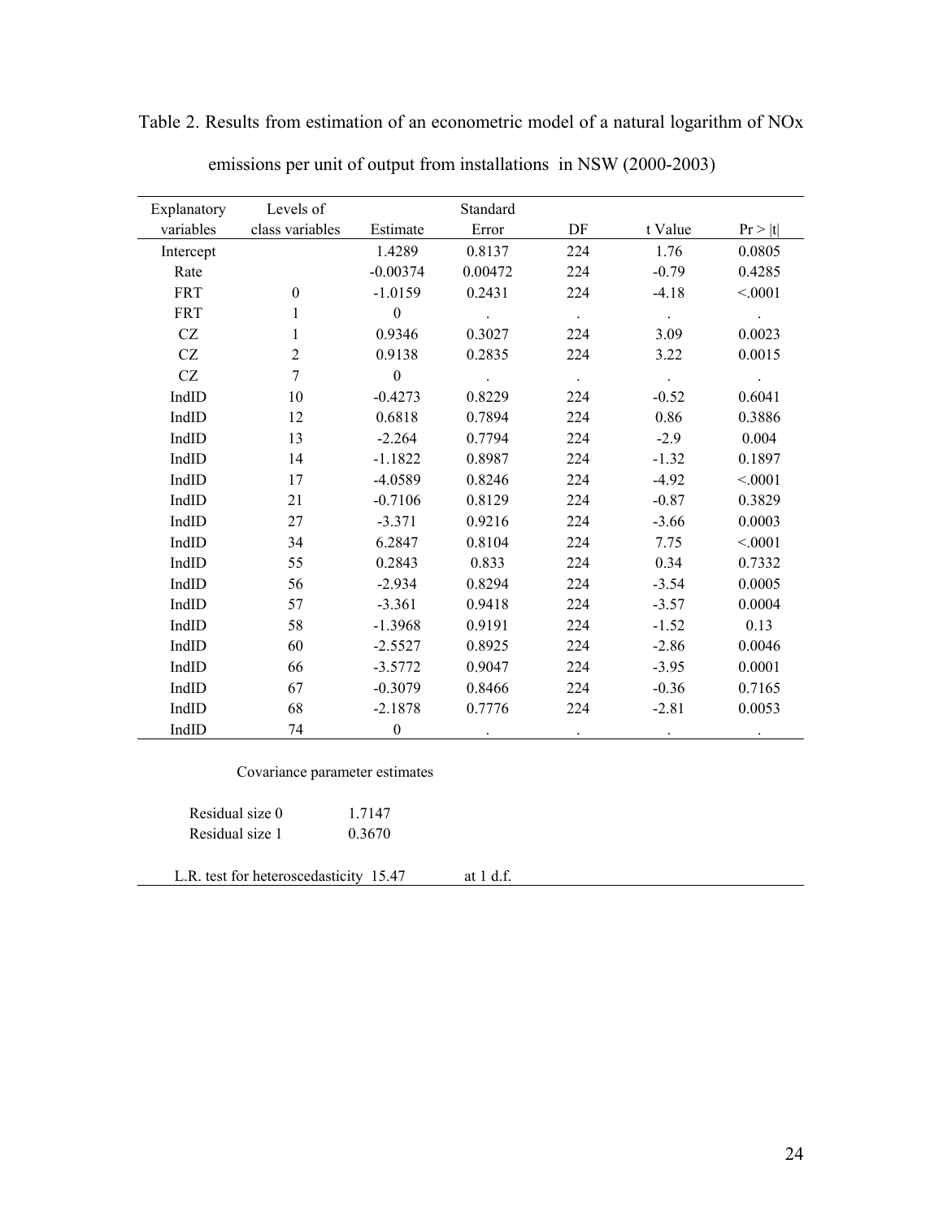Table 2. Results from estimation of an econometric model of a natural logarithm of NOx emissions per unit of output from installations in NSW (2000-2003)

| Explanatory variables | Levels of class variables | Estimate | Standard Error | DF | t Value | Pr > \|t\| |
|---|---|---|---|---|---|---|
| Intercept | | 1.4289 | 0.8137 | 224 | 1.76 | 0.0805 |
| Rate | | -0.00374 | 0.00472 | 224 | -0.79 | 0.4285 |
| FRT | 0 | -1.0159 | 0.2431 | 224 | -4.18 | <.0001 |
| FRT | 1 | 0 | . | . | . | . |
| CZ | 1 | 0.9346 | 0.3027 | 224 | 3.09 | 0.0023 |
| CZ | 2 | 0.9138 | 0.2835 | 224 | 3.22 | 0.0015 |
| CZ | 7 | 0 | . | . | . | . |
| IndID | 10 | -0.4273 | 0.8229 | 224 | -0.52 | 0.6041 |
| IndID | 12 | 0.6818 | 0.7894 | 224 | 0.86 | 0.3886 |
| IndID | 13 | -2.264 | 0.7794 | 224 | -2.9 | 0.004 |
| IndID | 14 | -1.1822 | 0.8987 | 224 | -1.32 | 0.1897 |
| IndID | 17 | -4.0589 | 0.8246 | 224 | -4.92 | <.0001 |
| IndID | 21 | -0.7106 | 0.8129 | 224 | -0.87 | 0.3829 |
| IndID | 27 | -3.371 | 0.9216 | 224 | -3.66 | 0.0003 |
| IndID | 34 | 6.2847 | 0.8104 | 224 | 7.75 | <.0001 |
| IndID | 55 | 0.2843 | 0.833 | 224 | 0.34 | 0.7332 |
| IndID | 56 | -2.934 | 0.8294 | 224 | -3.54 | 0.0005 |
| IndID | 57 | -3.361 | 0.9418 | 224 | -3.57 | 0.0004 |
| IndID | 58 | -1.3968 | 0.9191 | 224 | -1.52 | 0.13 |
| IndID | 60 | -2.5527 | 0.8925 | 224 | -2.86 | 0.0046 |
| IndID | 66 | -3.5772 | 0.9047 | 224 | -3.95 | 0.0001 |
| IndID | 67 | -0.3079 | 0.8466 | 224 | -0.36 | 0.7165 |
| IndID | 68 | -2.1878 | 0.7776 | 224 | -2.81 | 0.0053 |
| IndID | 74 | 0 | . | . | . | . |

Covariance parameter estimates

| | |
|---|---|
| Residual size 0 | 1.7147 |
| Residual size 1 | 0.3670 |

L.R. test for heteroscedasticity 15.47 at 1 d.f.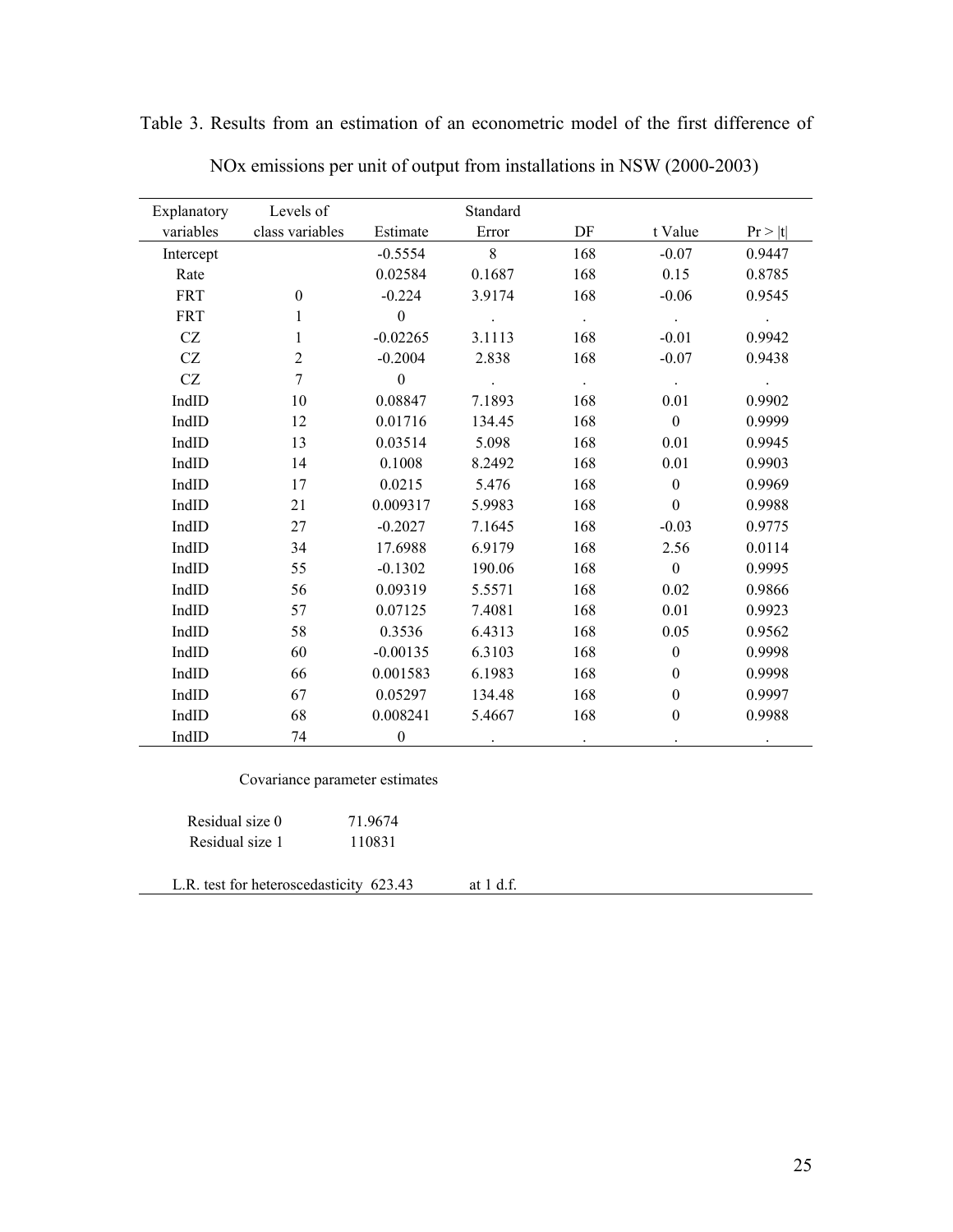Table 3. Results from an estimation of an econometric model of the first difference of NOx emissions per unit of output from installations in NSW (2000-2003)

| Explanatory variables | Levels of class variables | Estimate | Standard Error | DF | t Value | Pr > \|t\| |
|---|---|---|---|---|---|---|
| Intercept | | -0.5554 | 8 | 168 | -0.07 | 0.9447 |
| Rate | | 0.02584 | 0.1687 | 168 | 0.15 | 0.8785 |
| FRT | 0 | -0.224 | 3.9174 | 168 | -0.06 | 0.9545 |
| FRT | 1 | 0 | . | . | . | . |
| CZ | 1 | -0.02265 | 3.1113 | 168 | -0.01 | 0.9942 |
| CZ | 2 | -0.2004 | 2.838 | 168 | -0.07 | 0.9438 |
| CZ | 7 | 0 | . | . | . | . |
| IndID | 10 | 0.08847 | 7.1893 | 168 | 0.01 | 0.9902 |
| IndID | 12 | 0.01716 | 134.45 | 168 | 0 | 0.9999 |
| IndID | 13 | 0.03514 | 5.098 | 168 | 0.01 | 0.9945 |
| IndID | 14 | 0.1008 | 8.2492 | 168 | 0.01 | 0.9903 |
| IndID | 17 | 0.0215 | 5.476 | 168 | 0 | 0.9969 |
| IndID | 21 | 0.009317 | 5.9983 | 168 | 0 | 0.9988 |
| IndID | 27 | -0.2027 | 7.1645 | 168 | -0.03 | 0.9775 |
| IndID | 34 | 17.6988 | 6.9179 | 168 | 2.56 | 0.0114 |
| IndID | 55 | -0.1302 | 190.06 | 168 | 0 | 0.9995 |
| IndID | 56 | 0.09319 | 5.5571 | 168 | 0.02 | 0.9866 |
| IndID | 57 | 0.07125 | 7.4081 | 168 | 0.01 | 0.9923 |
| IndID | 58 | 0.3536 | 6.4313 | 168 | 0.05 | 0.9562 |
| IndID | 60 | -0.00135 | 6.3103 | 168 | 0 | 0.9998 |
| IndID | 66 | 0.001583 | 6.1983 | 168 | 0 | 0.9998 |
| IndID | 67 | 0.05297 | 134.48 | 168 | 0 | 0.9997 |
| IndID | 68 | 0.008241 | 5.4667 | 168 | 0 | 0.9988 |
| IndID | 74 | 0 | . | . | . | . |

Covariance parameter estimates

| | |
|---|---|
| Residual size 0 | 71.9674 |
| Residual size 1 | 110831 |

L.R. test for heteroscedasticity 623.43 at 1 d.f.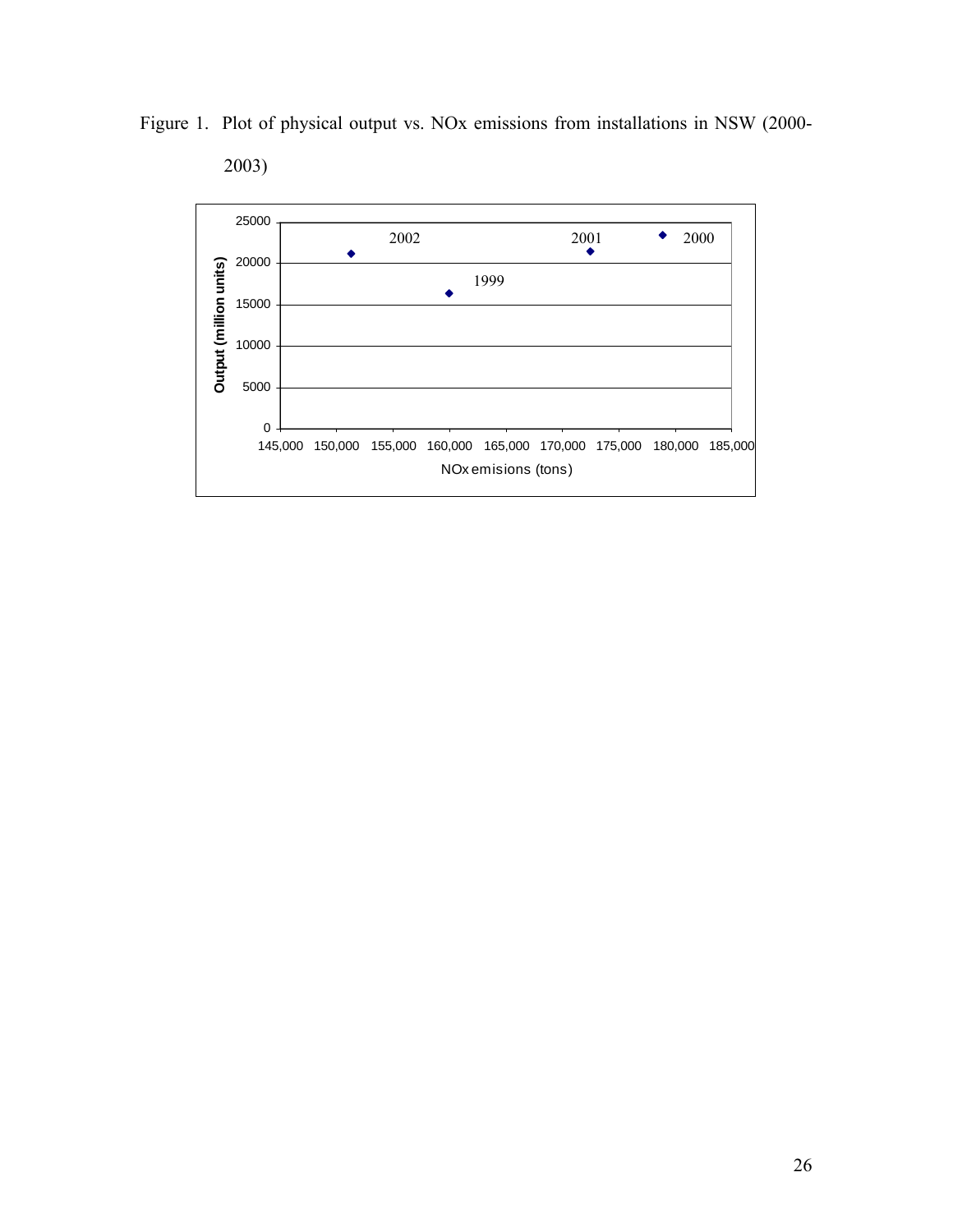Figure 1. Plot of physical output vs. NOx emissions from installations in NSW (2000-2003)

Output (million units)

25000
20000
15000
10000
5000
0

145,000 150,000 155,000 160,000 165,000 170,000 175,000 180,000 185,000

NOx emisions (tons)

2002
2001
2000
1999